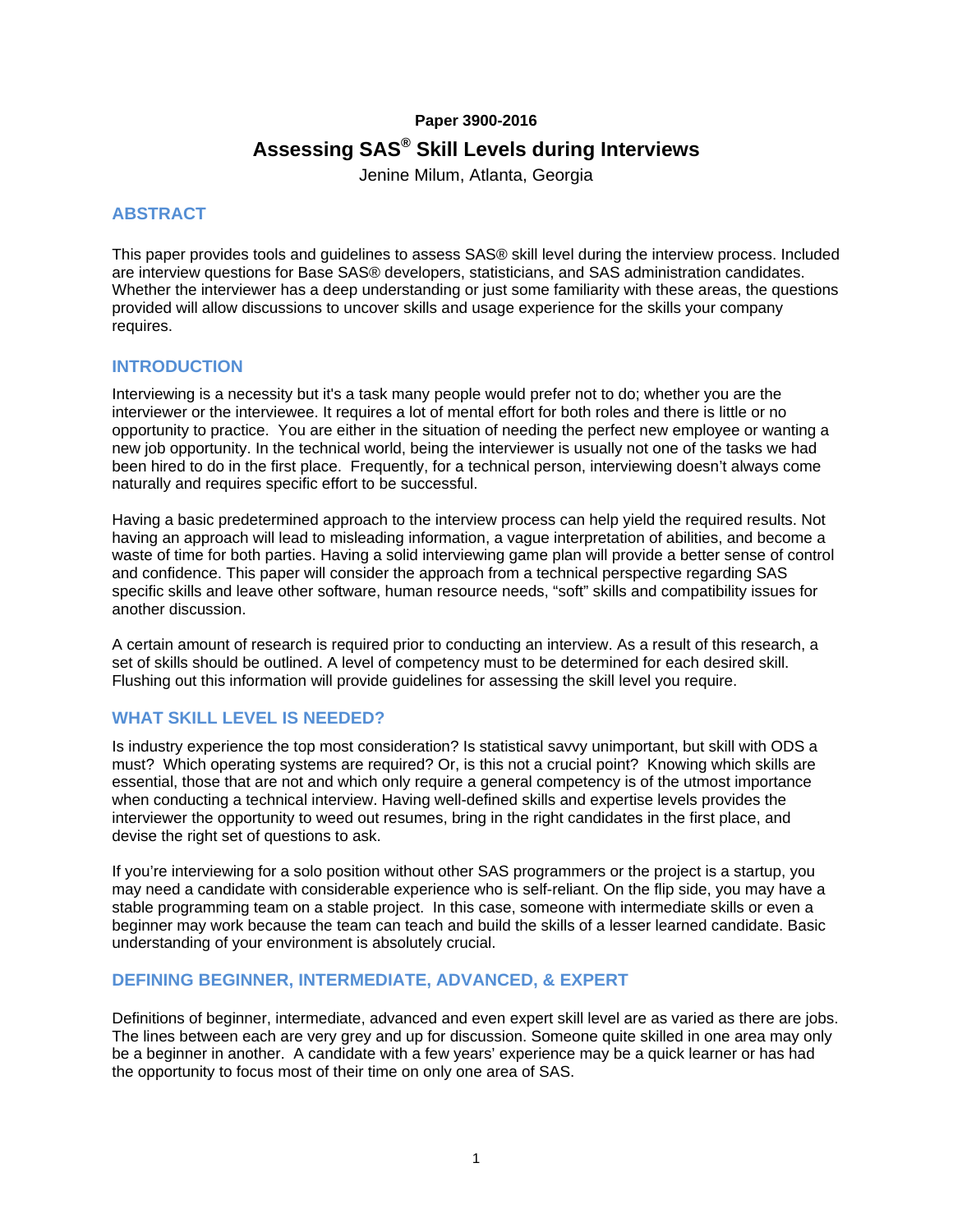**Paper 3900-2016**

# Assessing SAS® Skill Levels during Interviews

Jenine Milum, Atlanta, Georgia

## ABSTRACT

This paper provides tools and guidelines to assess SAS® skill level during the interview process. Included are interview questions for Base SAS® developers, statisticians, and SAS administration candidates. Whether the interviewer has a deep understanding or just some familiarity with these areas, the questions provided will allow discussions to uncover skills and usage experience for the skills your company requires.

## INTRODUCTION

Interviewing is a necessity but it's a task many people would prefer not to do; whether you are the interviewer or the interviewee. It requires a lot of mental effort for both roles and there is little or no opportunity to practice. You are either in the situation of needing the perfect new employee or wanting a new job opportunity. In the technical world, being the interviewer is usually not one of the tasks we had been hired to do in the first place. Frequently, for a technical person, interviewing doesn't always come naturally and requires specific effort to be successful.

Having a basic predetermined approach to the interview process can help yield the required results. Not having an approach will lead to misleading information, a vague interpretation of abilities, and become a waste of time for both parties. Having a solid interviewing game plan will provide a better sense of control and confidence. This paper will consider the approach from a technical perspective regarding SAS specific skills and leave other software, human resource needs, "soft" skills and compatibility issues for another discussion.

A certain amount of research is required prior to conducting an interview. As a result of this research, a set of skills should be outlined. A level of competency must to be determined for each desired skill. Flushing out this information will provide guidelines for assessing the skill level you require.

## WHAT SKILL LEVEL IS NEEDED?

Is industry experience the top most consideration? Is statistical savvy unimportant, but skill with ODS a must? Which operating systems are required? Or, is this not a crucial point? Knowing which skills are essential, those that are not and which only require a general competency is of the utmost importance when conducting a technical interview. Having well-defined skills and expertise levels provides the interviewer the opportunity to weed out resumes, bring in the right candidates in the first place, and devise the right set of questions to ask.

If you're interviewing for a solo position without other SAS programmers or the project is a startup, you may need a candidate with considerable experience who is self-reliant. On the flip side, you may have a stable programming team on a stable project. In this case, someone with intermediate skills or even a beginner may work because the team can teach and build the skills of a lesser learned candidate. Basic understanding of your environment is absolutely crucial.

## DEFINING BEGINNER, INTERMEDIATE, ADVANCED, & EXPERT

Definitions of beginner, intermediate, advanced and even expert skill level are as varied as there are jobs. The lines between each are very grey and up for discussion. Someone quite skilled in one area may only be a beginner in another. A candidate with a few years' experience may be a quick learner or has had the opportunity to focus most of their time on only one area of SAS.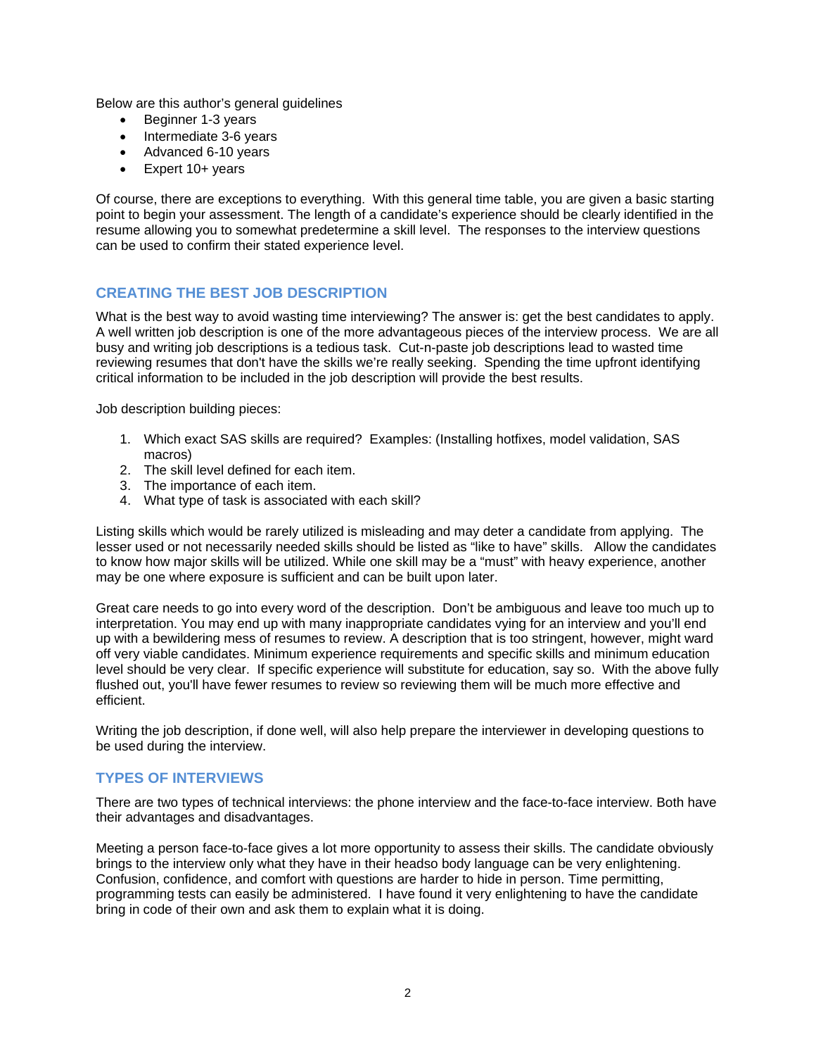Below are this author's general guidelines

- Beginner 1-3 years
- Intermediate 3-6 years
- Advanced 6-10 years
- Expert 10+ years

Of course, there are exceptions to everything. With this general time table, you are given a basic starting point to begin your assessment. The length of a candidate's experience should be clearly identified in the resume allowing you to somewhat predetermine a skill level. The responses to the interview questions can be used to confirm their stated experience level.

## CREATING THE BEST JOB DESCRIPTION

What is the best way to avoid wasting time interviewing? The answer is: get the best candidates to apply. A well written job description is one of the more advantageous pieces of the interview process. We are all busy and writing job descriptions is a tedious task. Cut-n-paste job descriptions lead to wasted time reviewing resumes that don't have the skills we're really seeking. Spending the time upfront identifying critical information to be included in the job description will provide the best results.

Job description building pieces:

1. Which exact SAS skills are required? Examples: (Installing hotfixes, model validation, SAS macros)
2. The skill level defined for each item.
3. The importance of each item.
4. What type of task is associated with each skill?

Listing skills which would be rarely utilized is misleading and may deter a candidate from applying. The lesser used or not necessarily needed skills should be listed as "like to have" skills. Allow the candidates to know how major skills will be utilized. While one skill may be a "must" with heavy experience, another may be one where exposure is sufficient and can be built upon later.

Great care needs to go into every word of the description. Don't be ambiguous and leave too much up to interpretation. You may end up with many inappropriate candidates vying for an interview and you'll end up with a bewildering mess of resumes to review. A description that is too stringent, however, might ward off very viable candidates. Minimum experience requirements and specific skills and minimum education level should be very clear. If specific experience will substitute for education, say so. With the above fully flushed out, you'll have fewer resumes to review so reviewing them will be much more effective and efficient.

Writing the job description, if done well, will also help prepare the interviewer in developing questions to be used during the interview.

## TYPES OF INTERVIEWS

There are two types of technical interviews: the phone interview and the face-to-face interview. Both have their advantages and disadvantages.

Meeting a person face-to-face gives a lot more opportunity to assess their skills. The candidate obviously brings to the interview only what they have in their headso body language can be very enlightening. Confusion, confidence, and comfort with questions are harder to hide in person. Time permitting, programming tests can easily be administered. I have found it very enlightening to have the candidate bring in code of their own and ask them to explain what it is doing.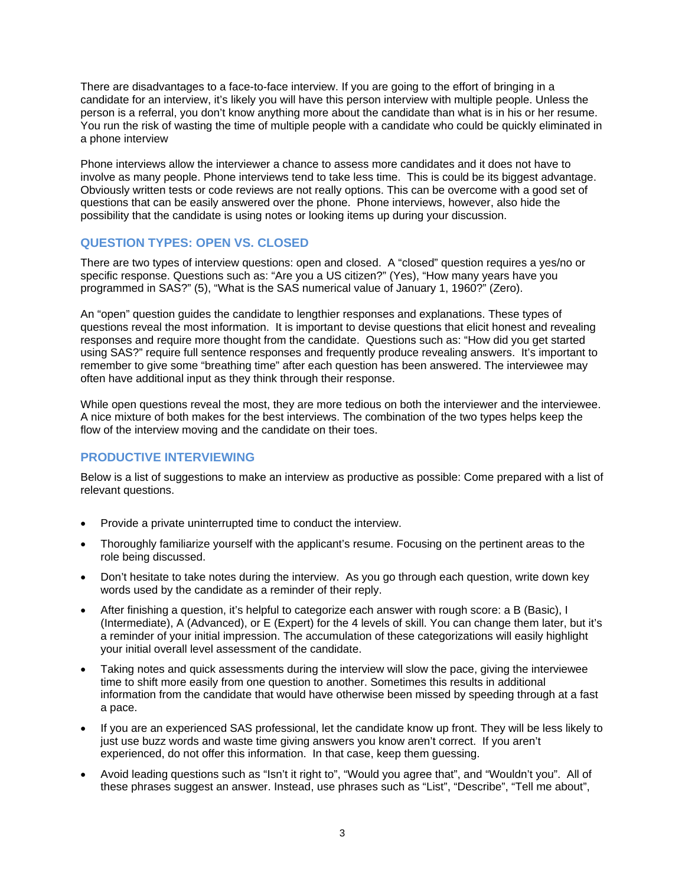There are disadvantages to a face-to-face interview. If you are going to the effort of bringing in a candidate for an interview, it's likely you will have this person interview with multiple people. Unless the person is a referral, you don't know anything more about the candidate than what is in his or her resume. You run the risk of wasting the time of multiple people with a candidate who could be quickly eliminated in a phone interview

Phone interviews allow the interviewer a chance to assess more candidates and it does not have to involve as many people. Phone interviews tend to take less time. This is could be its biggest advantage. Obviously written tests or code reviews are not really options. This can be overcome with a good set of questions that can be easily answered over the phone. Phone interviews, however, also hide the possibility that the candidate is using notes or looking items up during your discussion.

## QUESTION TYPES: OPEN VS. CLOSED

There are two types of interview questions: open and closed. A "closed" question requires a yes/no or specific response. Questions such as: "Are you a US citizen?" (Yes), "How many years have you programmed in SAS?" (5), "What is the SAS numerical value of January 1, 1960?" (Zero).

An "open" question guides the candidate to lengthier responses and explanations. These types of questions reveal the most information. It is important to devise questions that elicit honest and revealing responses and require more thought from the candidate. Questions such as: "How did you get started using SAS?" require full sentence responses and frequently produce revealing answers. It's important to remember to give some "breathing time" after each question has been answered. The interviewee may often have additional input as they think through their response.

While open questions reveal the most, they are more tedious on both the interviewer and the interviewee. A nice mixture of both makes for the best interviews. The combination of the two types helps keep the flow of the interview moving and the candidate on their toes.

## PRODUCTIVE INTERVIEWING

Below is a list of suggestions to make an interview as productive as possible: Come prepared with a list of relevant questions.

- Provide a private uninterrupted time to conduct the interview.
- Thoroughly familiarize yourself with the applicant's resume. Focusing on the pertinent areas to the role being discussed.
- Don't hesitate to take notes during the interview. As you go through each question, write down key words used by the candidate as a reminder of their reply.
- After finishing a question, it's helpful to categorize each answer with rough score: a B (Basic), I (Intermediate), A (Advanced), or E (Expert) for the 4 levels of skill. You can change them later, but it's a reminder of your initial impression. The accumulation of these categorizations will easily highlight your initial overall level assessment of the candidate.
- Taking notes and quick assessments during the interview will slow the pace, giving the interviewee time to shift more easily from one question to another. Sometimes this results in additional information from the candidate that would have otherwise been missed by speeding through at a fast a pace.
- If you are an experienced SAS professional, let the candidate know up front. They will be less likely to just use buzz words and waste time giving answers you know aren't correct. If you aren't experienced, do not offer this information. In that case, keep them guessing.
- Avoid leading questions such as "Isn't it right to", "Would you agree that", and "Wouldn't you". All of these phrases suggest an answer. Instead, use phrases such as "List", "Describe", "Tell me about",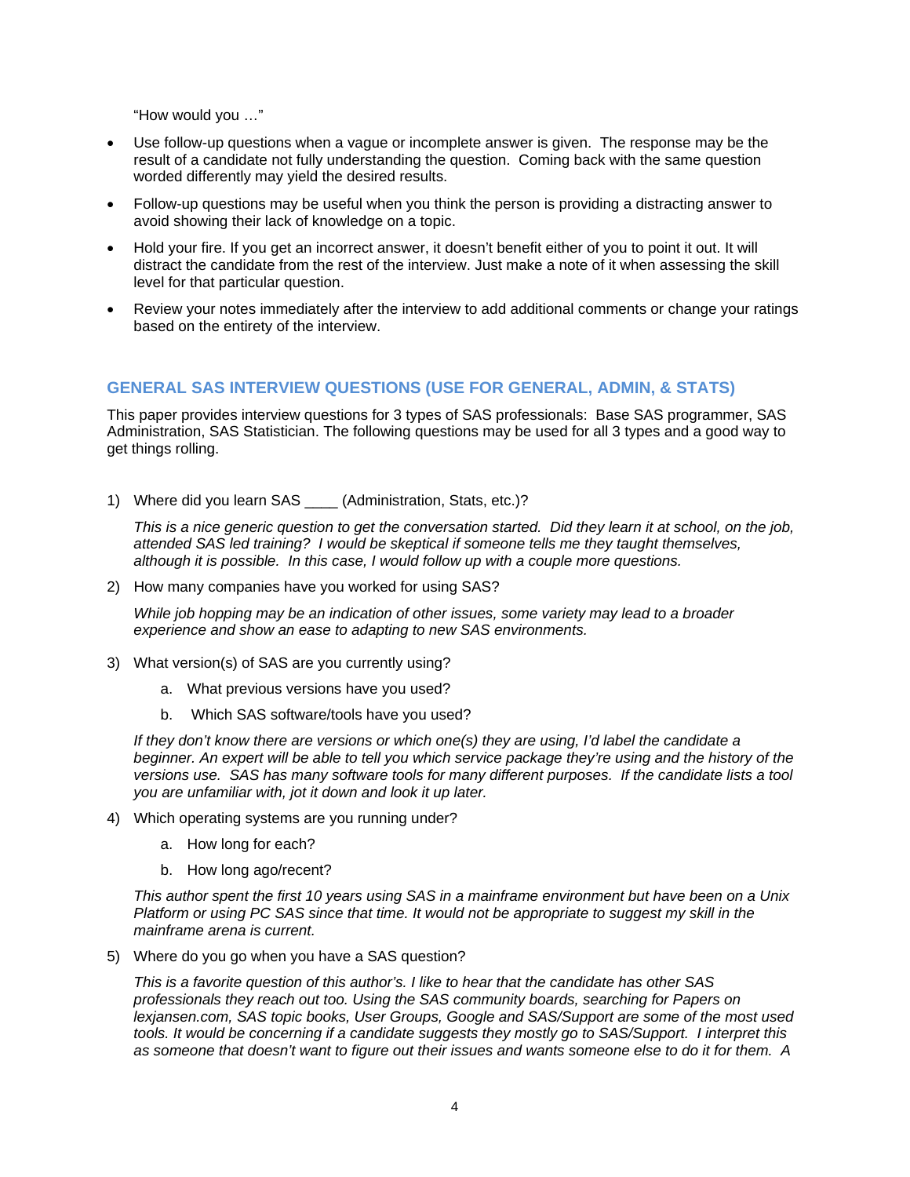"How would you …"

- Use follow-up questions when a vague or incomplete answer is given. The response may be the result of a candidate not fully understanding the question. Coming back with the same question worded differently may yield the desired results.
- Follow-up questions may be useful when you think the person is providing a distracting answer to avoid showing their lack of knowledge on a topic.
- Hold your fire. If you get an incorrect answer, it doesn't benefit either of you to point it out. It will distract the candidate from the rest of the interview. Just make a note of it when assessing the skill level for that particular question.
- Review your notes immediately after the interview to add additional comments or change your ratings based on the entirety of the interview.

## GENERAL SAS INTERVIEW QUESTIONS (USE FOR GENERAL, ADMIN, & STATS)

This paper provides interview questions for 3 types of SAS professionals: Base SAS programmer, SAS Administration, SAS Statistician. The following questions may be used for all 3 types and a good way to get things rolling.

1) Where did you learn SAS ____ (Administration, Stats, etc.)?

   *This is a nice generic question to get the conversation started. Did they learn it at school, on the job, attended SAS led training? I would be skeptical if someone tells me they taught themselves, although it is possible. In this case, I would follow up with a couple more questions.*

2) How many companies have you worked for using SAS?

   *While job hopping may be an indication of other issues, some variety may lead to a broader experience and show an ease to adapting to new SAS environments.*

3) What version(s) of SAS are you currently using?

   a. What previous versions have you used?

   b. Which SAS software/tools have you used?

   *If they don't know there are versions or which one(s) they are using, I'd label the candidate a beginner. An expert will be able to tell you which service package they're using and the history of the versions use. SAS has many software tools for many different purposes. If the candidate lists a tool you are unfamiliar with, jot it down and look it up later.*

4) Which operating systems are you running under?

   a. How long for each?

   b. How long ago/recent?

   *This author spent the first 10 years using SAS in a mainframe environment but have been on a Unix Platform or using PC SAS since that time. It would not be appropriate to suggest my skill in the mainframe arena is current.*

5) Where do you go when you have a SAS question?

   *This is a favorite question of this author's. I like to hear that the candidate has other SAS professionals they reach out too. Using the SAS community boards, searching for Papers on lexjansen.com, SAS topic books, User Groups, Google and SAS/Support are some of the most used tools. It would be concerning if a candidate suggests they mostly go to SAS/Support. I interpret this as someone that doesn't want to figure out their issues and wants someone else to do it for them. A*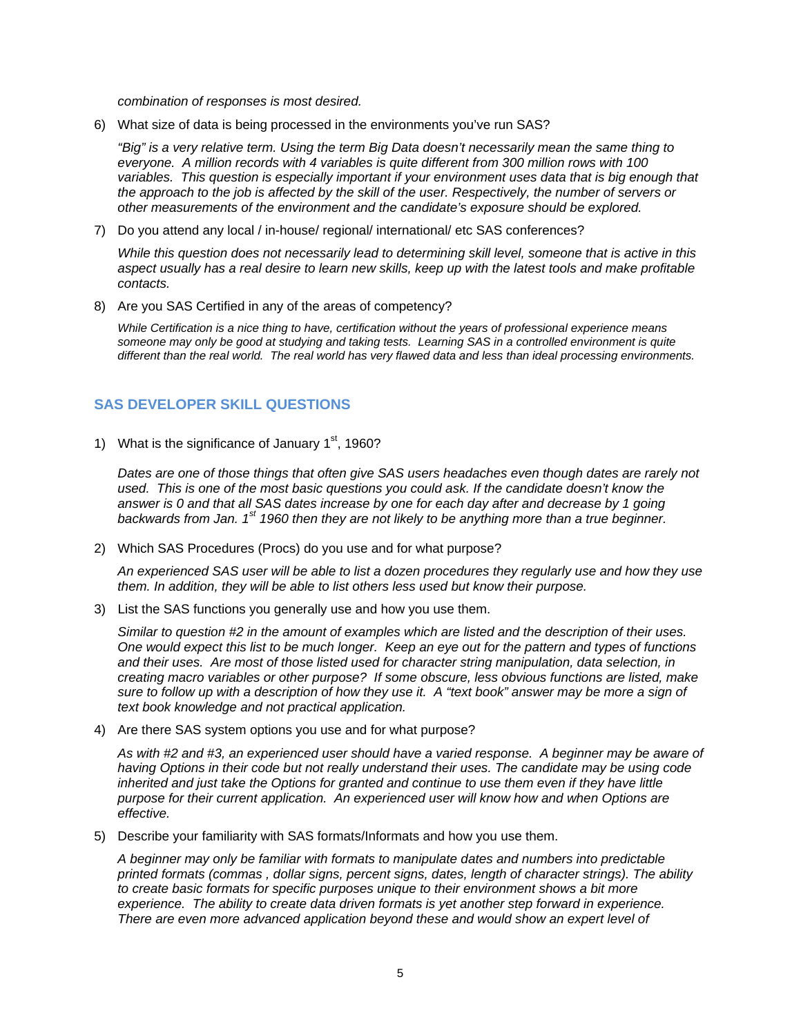*combination of responses is most desired.*

6) What size of data is being processed in the environments you've run SAS?

   *"Big" is a very relative term. Using the term Big Data doesn't necessarily mean the same thing to everyone. A million records with 4 variables is quite different from 300 million rows with 100 variables. This question is especially important if your environment uses data that is big enough that the approach to the job is affected by the skill of the user. Respectively, the number of servers or other measurements of the environment and the candidate's exposure should be explored.*

7) Do you attend any local / in-house/ regional/ international/ etc SAS conferences?

   *While this question does not necessarily lead to determining skill level, someone that is active in this aspect usually has a real desire to learn new skills, keep up with the latest tools and make profitable contacts.*

8) Are you SAS Certified in any of the areas of competency?

   *While Certification is a nice thing to have, certification without the years of professional experience means someone may only be good at studying and taking tests. Learning SAS in a controlled environment is quite different than the real world. The real world has very flawed data and less than ideal processing environments.*

## SAS DEVELOPER SKILL QUESTIONS

1) What is the significance of January 1st, 1960?

   *Dates are one of those things that often give SAS users headaches even though dates are rarely not used. This is one of the most basic questions you could ask. If the candidate doesn't know the answer is 0 and that all SAS dates increase by one for each day after and decrease by 1 going backwards from Jan. 1st 1960 then they are not likely to be anything more than a true beginner.*

2) Which SAS Procedures (Procs) do you use and for what purpose?

   *An experienced SAS user will be able to list a dozen procedures they regularly use and how they use them. In addition, they will be able to list others less used but know their purpose.*

3) List the SAS functions you generally use and how you use them.

   *Similar to question #2 in the amount of examples which are listed and the description of their uses. One would expect this list to be much longer. Keep an eye out for the pattern and types of functions and their uses. Are most of those listed used for character string manipulation, data selection, in creating macro variables or other purpose? If some obscure, less obvious functions are listed, make sure to follow up with a description of how they use it. A "text book" answer may be more a sign of text book knowledge and not practical application.*

4) Are there SAS system options you use and for what purpose?

   *As with #2 and #3, an experienced user should have a varied response. A beginner may be aware of having Options in their code but not really understand their uses. The candidate may be using code inherited and just take the Options for granted and continue to use them even if they have little purpose for their current application. An experienced user will know how and when Options are effective.*

5) Describe your familiarity with SAS formats/Informats and how you use them.

   *A beginner may only be familiar with formats to manipulate dates and numbers into predictable printed formats (commas , dollar signs, percent signs, dates, length of character strings). The ability to create basic formats for specific purposes unique to their environment shows a bit more experience. The ability to create data driven formats is yet another step forward in experience. There are even more advanced application beyond these and would show an expert level of*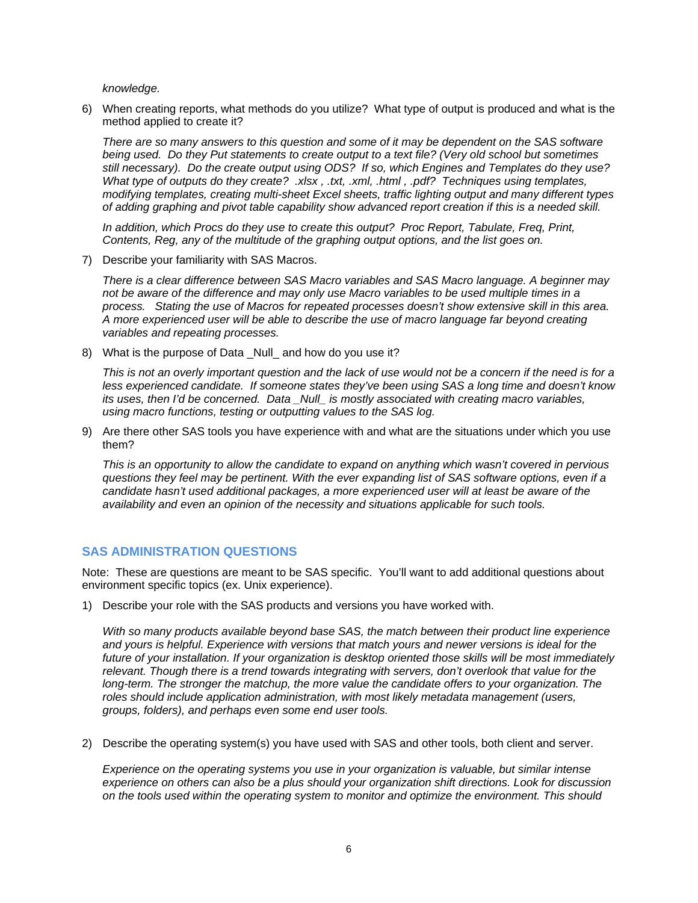*knowledge.*

6) When creating reports, what methods do you utilize? What type of output is produced and what is the method applied to create it?

   *There are so many answers to this question and some of it may be dependent on the SAS software being used. Do they Put statements to create output to a text file? (Very old school but sometimes still necessary). Do the create output using ODS? If so, which Engines and Templates do they use? What type of outputs do they create? .xlsx , .txt, .xml, .html , .pdf? Techniques using templates, modifying templates, creating multi-sheet Excel sheets, traffic lighting output and many different types of adding graphing and pivot table capability show advanced report creation if this is a needed skill.*

   *In addition, which Procs do they use to create this output? Proc Report, Tabulate, Freq, Print, Contents, Reg, any of the multitude of the graphing output options, and the list goes on.*

7) Describe your familiarity with SAS Macros.

   *There is a clear difference between SAS Macro variables and SAS Macro language. A beginner may not be aware of the difference and may only use Macro variables to be used multiple times in a process. Stating the use of Macros for repeated processes doesn't show extensive skill in this area. A more experienced user will be able to describe the use of macro language far beyond creating variables and repeating processes.*

8) What is the purpose of Data _Null_ and how do you use it?

   *This is not an overly important question and the lack of use would not be a concern if the need is for a less experienced candidate. If someone states they've been using SAS a long time and doesn't know its uses, then I'd be concerned. Data _Null_ is mostly associated with creating macro variables, using macro functions, testing or outputting values to the SAS log.*

9) Are there other SAS tools you have experience with and what are the situations under which you use them?

   *This is an opportunity to allow the candidate to expand on anything which wasn't covered in pervious questions they feel may be pertinent. With the ever expanding list of SAS software options, even if a candidate hasn't used additional packages, a more experienced user will at least be aware of the availability and even an opinion of the necessity and situations applicable for such tools.*

## SAS ADMINISTRATION QUESTIONS

Note: These are questions are meant to be SAS specific. You'll want to add additional questions about environment specific topics (ex. Unix experience).

1) Describe your role with the SAS products and versions you have worked with.

   *With so many products available beyond base SAS, the match between their product line experience and yours is helpful. Experience with versions that match yours and newer versions is ideal for the future of your installation. If your organization is desktop oriented those skills will be most immediately relevant. Though there is a trend towards integrating with servers, don't overlook that value for the long-term. The stronger the matchup, the more value the candidate offers to your organization. The roles should include application administration, with most likely metadata management (users, groups, folders), and perhaps even some end user tools.*

2) Describe the operating system(s) you have used with SAS and other tools, both client and server.

   *Experience on the operating systems you use in your organization is valuable, but similar intense experience on others can also be a plus should your organization shift directions. Look for discussion on the tools used within the operating system to monitor and optimize the environment. This should*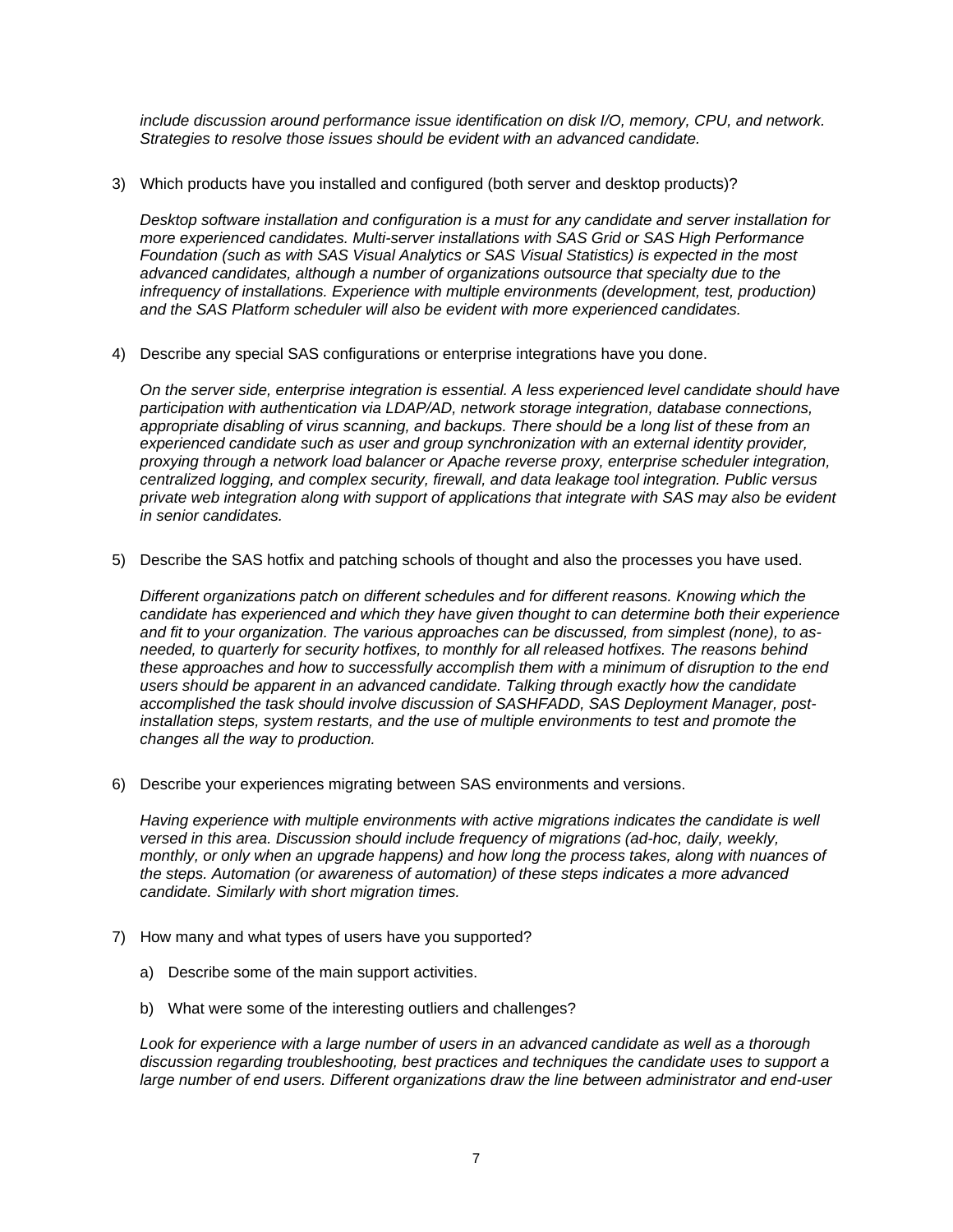*include discussion around performance issue identification on disk I/O, memory, CPU, and network. Strategies to resolve those issues should be evident with an advanced candidate.*

3) Which products have you installed and configured (both server and desktop products)?

   *Desktop software installation and configuration is a must for any candidate and server installation for more experienced candidates. Multi-server installations with SAS Grid or SAS High Performance Foundation (such as with SAS Visual Analytics or SAS Visual Statistics) is expected in the most advanced candidates, although a number of organizations outsource that specialty due to the infrequency of installations. Experience with multiple environments (development, test, production) and the SAS Platform scheduler will also be evident with more experienced candidates.*

4) Describe any special SAS configurations or enterprise integrations have you done.

   *On the server side, enterprise integration is essential. A less experienced level candidate should have participation with authentication via LDAP/AD, network storage integration, database connections, appropriate disabling of virus scanning, and backups. There should be a long list of these from an experienced candidate such as user and group synchronization with an external identity provider, proxying through a network load balancer or Apache reverse proxy, enterprise scheduler integration, centralized logging, and complex security, firewall, and data leakage tool integration. Public versus private web integration along with support of applications that integrate with SAS may also be evident in senior candidates.*

5) Describe the SAS hotfix and patching schools of thought and also the processes you have used.

   *Different organizations patch on different schedules and for different reasons. Knowing which the candidate has experienced and which they have given thought to can determine both their experience and fit to your organization. The various approaches can be discussed, from simplest (none), to as-needed, to quarterly for security hotfixes, to monthly for all released hotfixes. The reasons behind these approaches and how to successfully accomplish them with a minimum of disruption to the end users should be apparent in an advanced candidate. Talking through exactly how the candidate accomplished the task should involve discussion of SASHFADD, SAS Deployment Manager, post-installation steps, system restarts, and the use of multiple environments to test and promote the changes all the way to production.*

6) Describe your experiences migrating between SAS environments and versions.

   *Having experience with multiple environments with active migrations indicates the candidate is well versed in this area. Discussion should include frequency of migrations (ad-hoc, daily, weekly, monthly, or only when an upgrade happens) and how long the process takes, along with nuances of the steps. Automation (or awareness of automation) of these steps indicates a more advanced candidate. Similarly with short migration times.*

7) How many and what types of users have you supported?

   a) Describe some of the main support activities.

   b) What were some of the interesting outliers and challenges?

   *Look for experience with a large number of users in an advanced candidate as well as a thorough discussion regarding troubleshooting, best practices and techniques the candidate uses to support a large number of end users. Different organizations draw the line between administrator and end-user*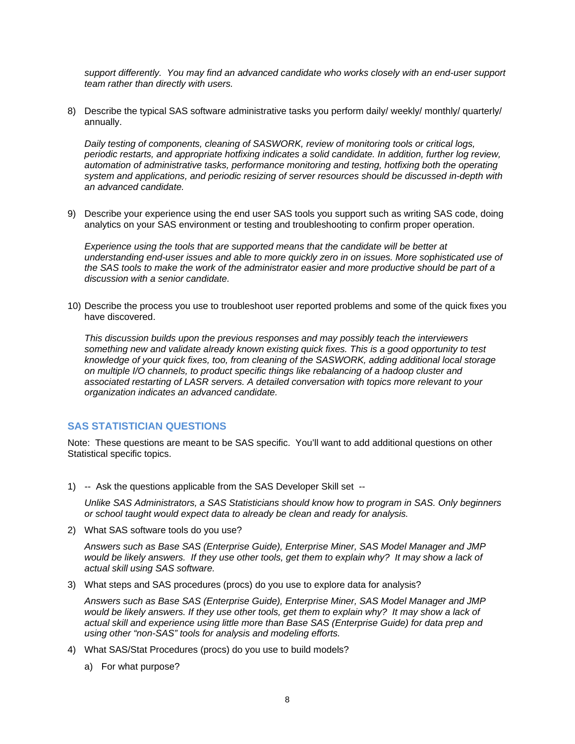*support differently.  You may find an advanced candidate who works closely with an end-user support team rather than directly with users.*

8) Describe the typical SAS software administrative tasks you perform daily/ weekly/ monthly/ quarterly/ annually.

   *Daily testing of components, cleaning of SASWORK, review of monitoring tools or critical logs, periodic restarts, and appropriate hotfixing indicates a solid candidate. In addition, further log review, automation of administrative tasks, performance monitoring and testing, hotfixing both the operating system and applications, and periodic resizing of server resources should be discussed in-depth with an advanced candidate.*

9) Describe your experience using the end user SAS tools you support such as writing SAS code, doing analytics on your SAS environment or testing and troubleshooting to confirm proper operation.

   *Experience using the tools that are supported means that the candidate will be better at understanding end-user issues and able to more quickly zero in on issues. More sophisticated use of the SAS tools to make the work of the administrator easier and more productive should be part of a discussion with a senior candidate.*

10) Describe the process you use to troubleshoot user reported problems and some of the quick fixes you have discovered.

    *This discussion builds upon the previous responses and may possibly teach the interviewers something new and validate already known existing quick fixes. This is a good opportunity to test knowledge of your quick fixes, too, from cleaning of the SASWORK, adding additional local storage on multiple I/O channels, to product specific things like rebalancing of a hadoop cluster and associated restarting of LASR servers. A detailed conversation with topics more relevant to your organization indicates an advanced candidate.*

## SAS STATISTICIAN QUESTIONS

Note:  These questions are meant to be SAS specific.  You'll want to add additional questions on other Statistical specific topics.

1) --  Ask the questions applicable from the SAS Developer Skill set  --

   *Unlike SAS Administrators, a SAS Statisticians should know how to program in SAS. Only beginners or school taught would expect data to already be clean and ready for analysis.*

2) What SAS software tools do you use?

   *Answers such as Base SAS (Enterprise Guide), Enterprise Miner, SAS Model Manager and JMP would be likely answers.  If they use other tools, get them to explain why?  It may show a lack of actual skill using SAS software.*

3) What steps and SAS procedures (procs) do you use to explore data for analysis?

   *Answers such as Base SAS (Enterprise Guide), Enterprise Miner, SAS Model Manager and JMP would be likely answers. If they use other tools, get them to explain why?  It may show a lack of actual skill and experience using little more than Base SAS (Enterprise Guide) for data prep and using other "non-SAS" tools for analysis and modeling efforts.*

4) What SAS/Stat Procedures (procs) do you use to build models?

   a) For what purpose?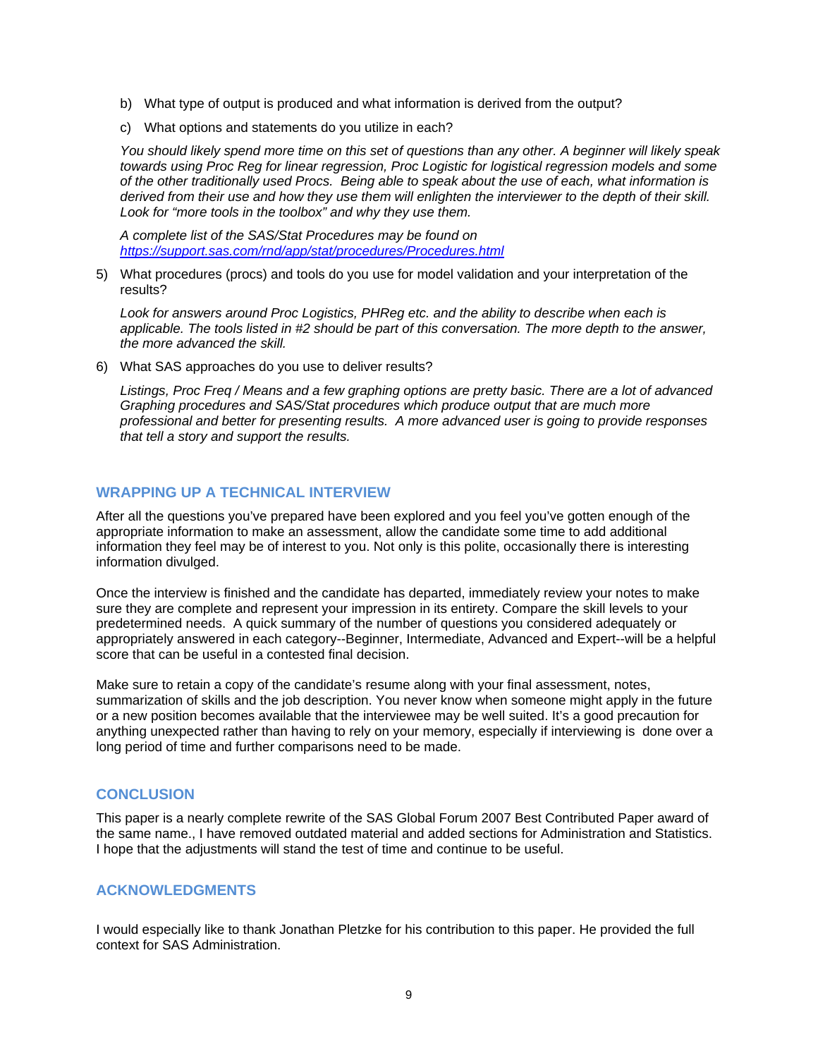b) What type of output is produced and what information is derived from the output?

c) What options and statements do you utilize in each?

*You should likely spend more time on this set of questions than any other. A beginner will likely speak towards using Proc Reg for linear regression, Proc Logistic for logistical regression models and some of the other traditionally used Procs. Being able to speak about the use of each, what information is derived from their use and how they use them will enlighten the interviewer to the depth of their skill. Look for "more tools in the toolbox" and why they use them.*

*A complete list of the SAS/Stat Procedures may be found on [https://support.sas.com/rnd/app/stat/procedures/Procedures.html](https://support.sas.com/rnd/app/stat/procedures/Procedures.html)*

5) What procedures (procs) and tools do you use for model validation and your interpretation of the results?

   *Look for answers around Proc Logistics, PHReg etc. and the ability to describe when each is applicable. The tools listed in #2 should be part of this conversation. The more depth to the answer, the more advanced the skill.*

6) What SAS approaches do you use to deliver results?

   *Listings, Proc Freq / Means and a few graphing options are pretty basic. There are a lot of advanced Graphing procedures and SAS/Stat procedures which produce output that are much more professional and better for presenting results. A more advanced user is going to provide responses that tell a story and support the results.*

## WRAPPING UP A TECHNICAL INTERVIEW

After all the questions you've prepared have been explored and you feel you've gotten enough of the appropriate information to make an assessment, allow the candidate some time to add additional information they feel may be of interest to you. Not only is this polite, occasionally there is interesting information divulged.

Once the interview is finished and the candidate has departed, immediately review your notes to make sure they are complete and represent your impression in its entirety. Compare the skill levels to your predetermined needs. A quick summary of the number of questions you considered adequately or appropriately answered in each category--Beginner, Intermediate, Advanced and Expert--will be a helpful score that can be useful in a contested final decision.

Make sure to retain a copy of the candidate's resume along with your final assessment, notes, summarization of skills and the job description. You never know when someone might apply in the future or a new position becomes available that the interviewee may be well suited. It's a good precaution for anything unexpected rather than having to rely on your memory, especially if interviewing is done over a long period of time and further comparisons need to be made.

## CONCLUSION

This paper is a nearly complete rewrite of the SAS Global Forum 2007 Best Contributed Paper award of the same name., I have removed outdated material and added sections for Administration and Statistics. I hope that the adjustments will stand the test of time and continue to be useful.

## ACKNOWLEDGMENTS

I would especially like to thank Jonathan Pletzke for his contribution to this paper. He provided the full context for SAS Administration.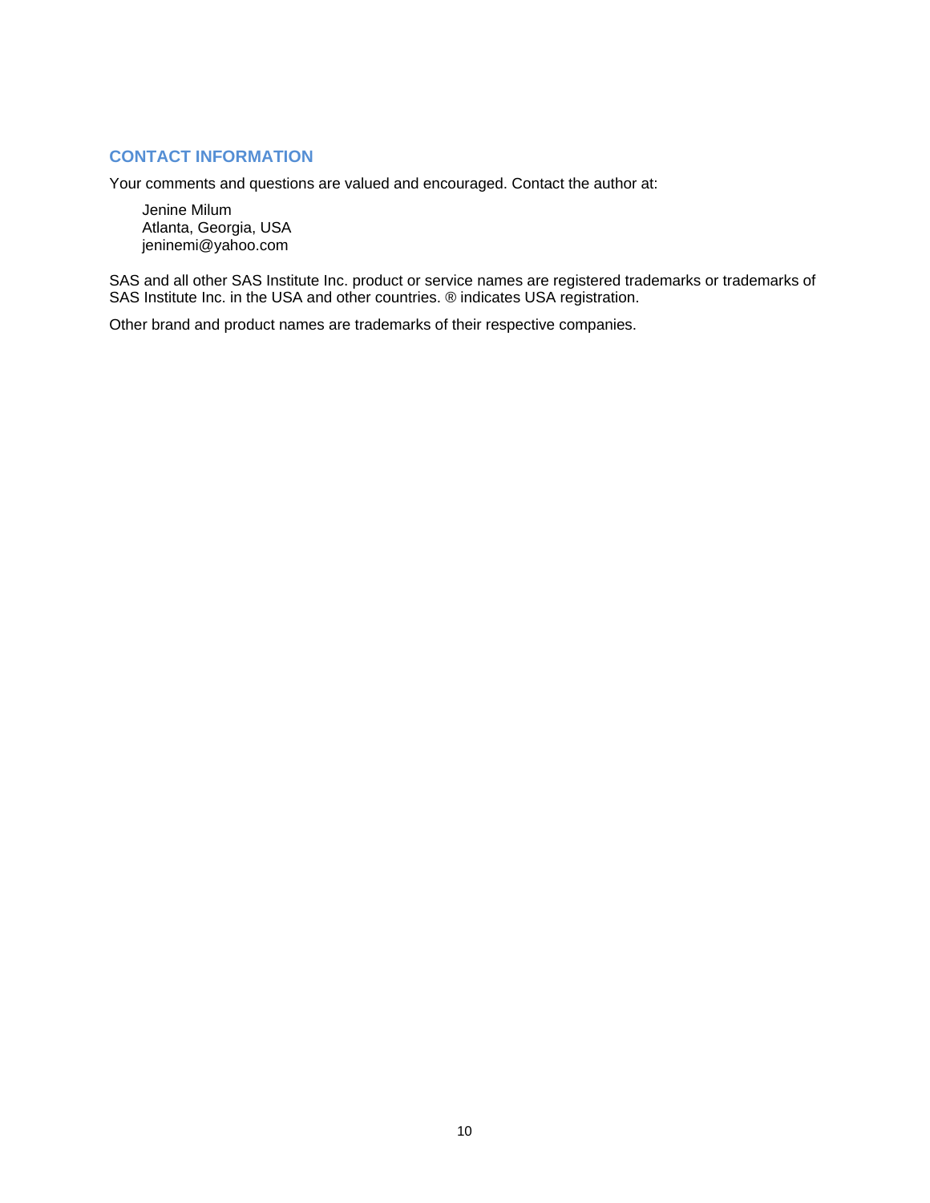## CONTACT INFORMATION

Your comments and questions are valued and encouraged. Contact the author at:

Jenine Milum  
Atlanta, Georgia, USA  
jeninemi@yahoo.com

SAS and all other SAS Institute Inc. product or service names are registered trademarks or trademarks of SAS Institute Inc. in the USA and other countries. ® indicates USA registration.

Other brand and product names are trademarks of their respective companies.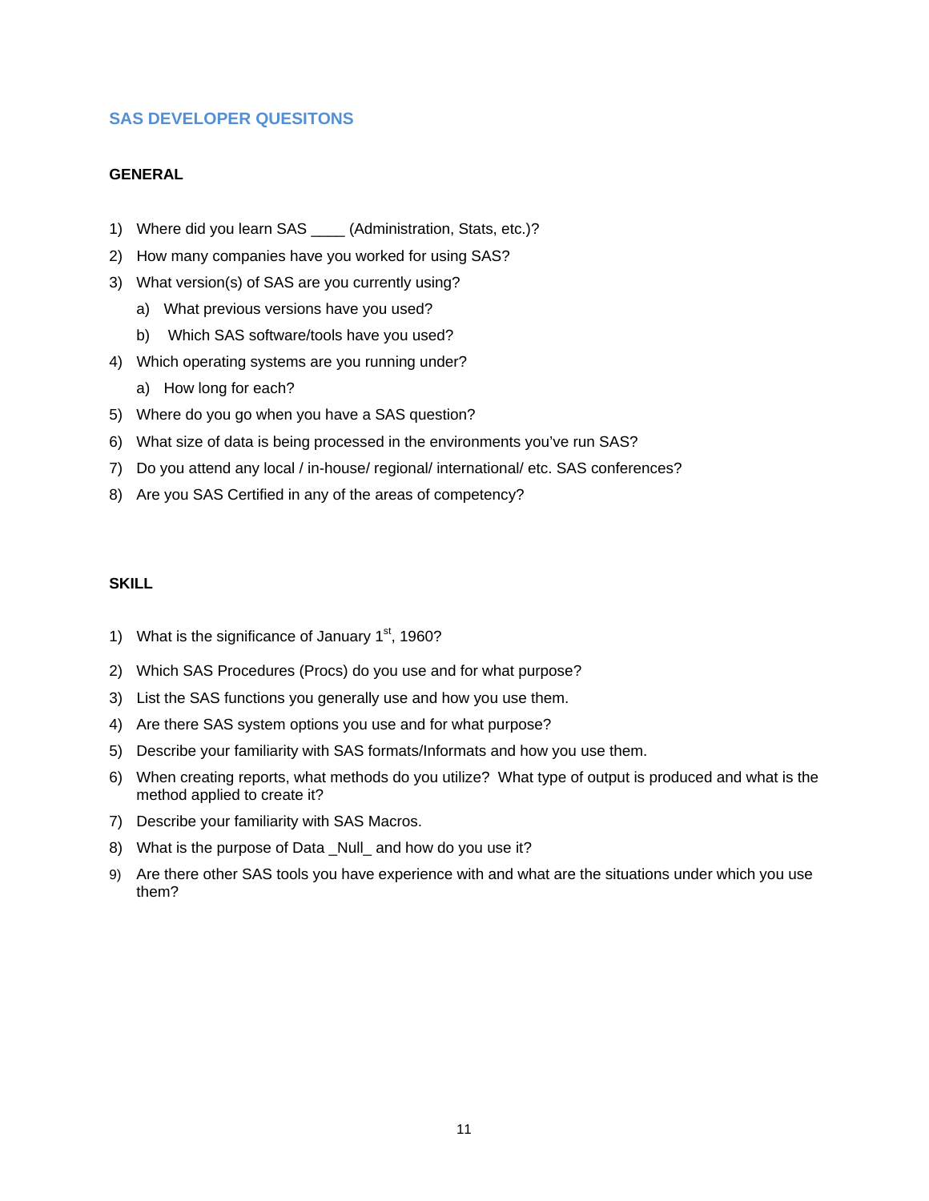## SAS DEVELOPER QUESITONS

### GENERAL

1) Where did you learn SAS ____ (Administration, Stats, etc.)?
2) How many companies have you worked for using SAS?
3) What version(s) of SAS are you currently using?
   a) What previous versions have you used?
   b) Which SAS software/tools have you used?
4) Which operating systems are you running under?
   a) How long for each?
5) Where do you go when you have a SAS question?
6) What size of data is being processed in the environments you've run SAS?
7) Do you attend any local / in-house/ regional/ international/ etc. SAS conferences?
8) Are you SAS Certified in any of the areas of competency?

### SKILL

1) What is the significance of January 1st, 1960?
2) Which SAS Procedures (Procs) do you use and for what purpose?
3) List the SAS functions you generally use and how you use them.
4) Are there SAS system options you use and for what purpose?
5) Describe your familiarity with SAS formats/Informats and how you use them.
6) When creating reports, what methods do you utilize? What type of output is produced and what is the method applied to create it?
7) Describe your familiarity with SAS Macros.
8) What is the purpose of Data _Null_ and how do you use it?
9) Are there other SAS tools you have experience with and what are the situations under which you use them?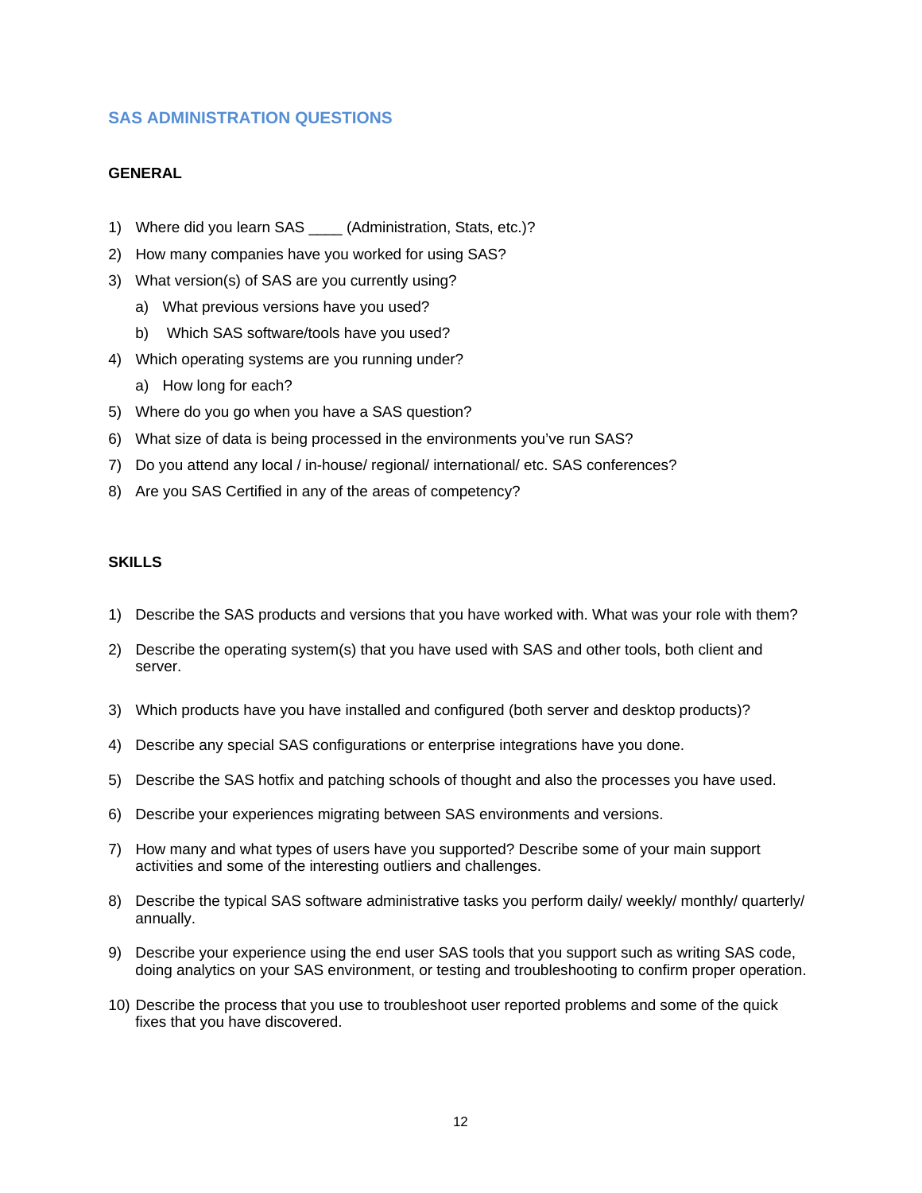## SAS ADMINISTRATION QUESTIONS

### GENERAL

1) Where did you learn SAS ____ (Administration, Stats, etc.)?
2) How many companies have you worked for using SAS?
3) What version(s) of SAS are you currently using?
   a) What previous versions have you used?
   b) Which SAS software/tools have you used?
4) Which operating systems are you running under?
   a) How long for each?
5) Where do you go when you have a SAS question?
6) What size of data is being processed in the environments you've run SAS?
7) Do you attend any local / in-house/ regional/ international/ etc. SAS conferences?
8) Are you SAS Certified in any of the areas of competency?

### SKILLS

1) Describe the SAS products and versions that you have worked with. What was your role with them?
2) Describe the operating system(s) that you have used with SAS and other tools, both client and server.
3) Which products have you have installed and configured (both server and desktop products)?
4) Describe any special SAS configurations or enterprise integrations have you done.
5) Describe the SAS hotfix and patching schools of thought and also the processes you have used.
6) Describe your experiences migrating between SAS environments and versions.
7) How many and what types of users have you supported? Describe some of your main support activities and some of the interesting outliers and challenges.
8) Describe the typical SAS software administrative tasks you perform daily/ weekly/ monthly/ quarterly/ annually.
9) Describe your experience using the end user SAS tools that you support such as writing SAS code, doing analytics on your SAS environment, or testing and troubleshooting to confirm proper operation.
10) Describe the process that you use to troubleshoot user reported problems and some of the quick fixes that you have discovered.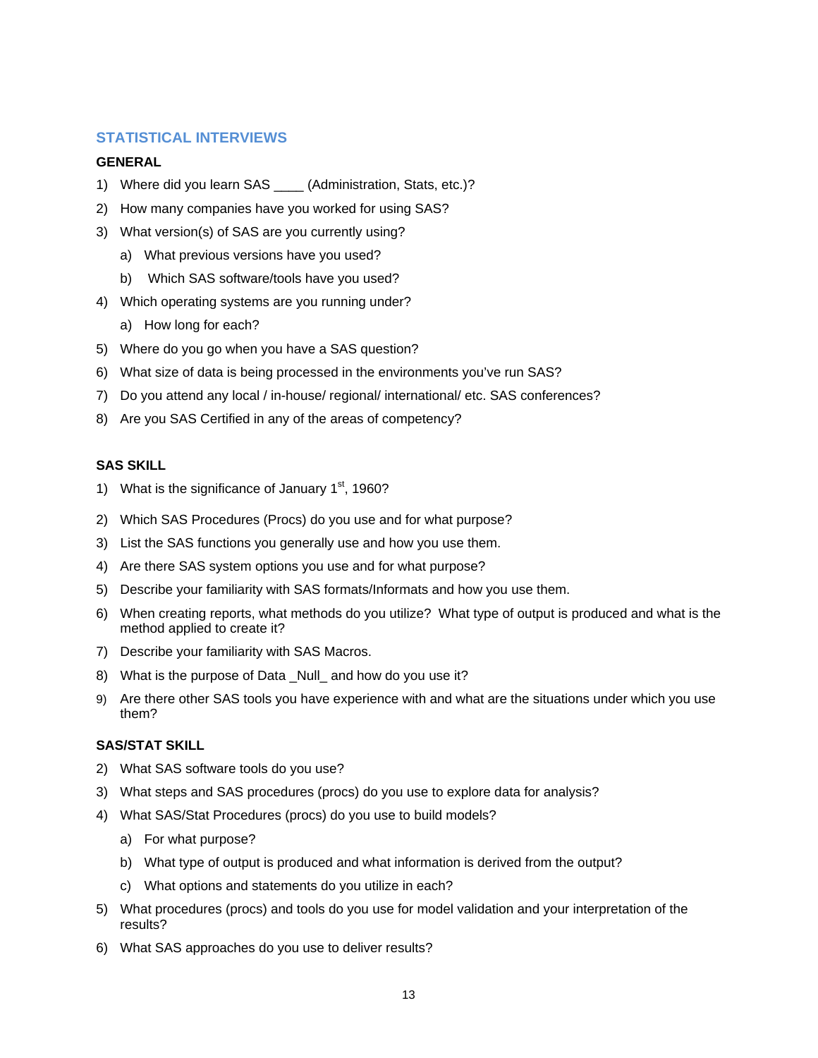## STATISTICAL INTERVIEWS

### GENERAL

1) Where did you learn SAS ____ (Administration, Stats, etc.)?
2) How many companies have you worked for using SAS?
3) What version(s) of SAS are you currently using?
   a) What previous versions have you used?
   b) Which SAS software/tools have you used?
4) Which operating systems are you running under?
   a) How long for each?
5) Where do you go when you have a SAS question?
6) What size of data is being processed in the environments you've run SAS?
7) Do you attend any local / in-house/ regional/ international/ etc. SAS conferences?
8) Are you SAS Certified in any of the areas of competency?

### SAS SKILL

1) What is the significance of January 1st, 1960?
2) Which SAS Procedures (Procs) do you use and for what purpose?
3) List the SAS functions you generally use and how you use them.
4) Are there SAS system options you use and for what purpose?
5) Describe your familiarity with SAS formats/Informats and how you use them.
6) When creating reports, what methods do you utilize? What type of output is produced and what is the method applied to create it?
7) Describe your familiarity with SAS Macros.
8) What is the purpose of Data _Null_ and how do you use it?
9) Are there other SAS tools you have experience with and what are the situations under which you use them?

### SAS/STAT SKILL

2) What SAS software tools do you use?
3) What steps and SAS procedures (procs) do you use to explore data for analysis?
4) What SAS/Stat Procedures (procs) do you use to build models?
   a) For what purpose?
   b) What type of output is produced and what information is derived from the output?
   c) What options and statements do you utilize in each?
5) What procedures (procs) and tools do you use for model validation and your interpretation of the results?
6) What SAS approaches do you use to deliver results?